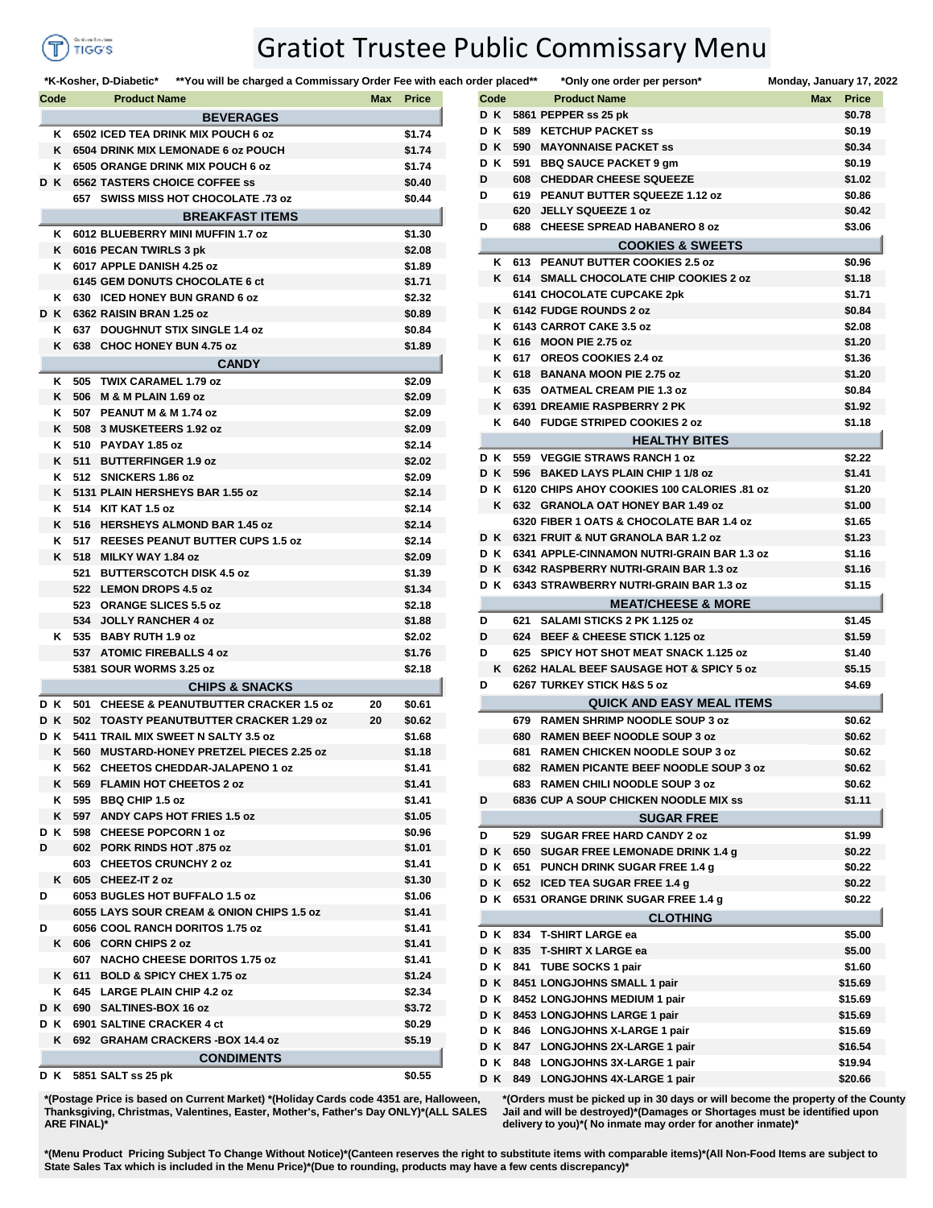# Gratiot Trustee Public Commissary Menu

*K-Kosher, D-Diabetic* **You will be charged a Commissary Order Fee with each order placed** *Only one order per person* Monday, January 17, 2022

| Code | Product Name | Max | Price |
|---|---|---|---|
| | **BEVERAGES** | | |
| K | 6502 ICED TEA DRINK MIX POUCH 6 oz | | $1.74 |
| K | 6504 DRINK MIX LEMONADE 6 oz POUCH | | $1.74 |
| K | 6505 ORANGE DRINK MIX POUCH 6 oz | | $1.74 |
| D K | 6562 TASTERS CHOICE COFFEE ss | | $0.40 |
| | 657 SWISS MISS HOT CHOCOLATE .73 oz | | $0.44 |
| | **BREAKFAST ITEMS** | | |
| K | 6012 BLUEBERRY MINI MUFFIN 1.7 oz | | $1.30 |
| K | 6016 PECAN TWIRLS 3 pk | | $2.08 |
| K | 6017 APPLE DANISH 4.25 oz | | $1.89 |
| | 6145 GEM DONUTS CHOCOLATE 6 ct | | $1.71 |
| K | 630 ICED HONEY BUN GRAND 6 oz | | $2.32 |
| D K | 6362 RAISIN BRAN 1.25 oz | | $0.89 |
| K | 637 DOUGHNUT STIX SINGLE 1.4 oz | | $0.84 |
| K | 638 CHOC HONEY BUN 4.75 oz | | $1.89 |
| | **CANDY** | | |
| K | 505 TWIX CARAMEL 1.79 oz | | $2.09 |
| K | 506 M & M PLAIN 1.69 oz | | $2.09 |
| K | 507 PEANUT M & M 1.74 oz | | $2.09 |
| K | 508 3 MUSKETEERS 1.92 oz | | $2.09 |
| K | 510 PAYDAY 1.85 oz | | $2.14 |
| K | 511 BUTTERFINGER 1.9 oz | | $2.02 |
| K | 512 SNICKERS 1.86 oz | | $2.09 |
| K | 5131 PLAIN HERSHEYS BAR 1.55 oz | | $2.14 |
| K | 514 KIT KAT 1.5 oz | | $2.14 |
| K | 516 HERSHEYS ALMOND BAR 1.45 oz | | $2.14 |
| K | 517 REESES PEANUT BUTTER CUPS 1.5 oz | | $2.14 |
| K | 518 MILKY WAY 1.84 oz | | $2.09 |
| | 521 BUTTERSCOTCH DISK 4.5 oz | | $1.39 |
| | 522 LEMON DROPS 4.5 oz | | $1.34 |
| | 523 ORANGE SLICES 5.5 oz | | $2.18 |
| | 534 JOLLY RANCHER 4 oz | | $1.88 |
| K | 535 BABY RUTH 1.9 oz | | $2.02 |
| | 537 ATOMIC FIREBALLS 4 oz | | $1.76 |
| | 5381 SOUR WORMS 3.25 oz | | $2.18 |
| | **CHIPS & SNACKS** | | |
| D K | 501 CHEESE & PEANUTBUTTER CRACKER 1.5 oz | 20 | $0.61 |
| D K | 502 TOASTY PEANUTBUTTER CRACKER 1.29 oz | 20 | $0.62 |
| D K | 5411 TRAIL MIX SWEET N SALTY 3.5 oz | | $1.68 |
| K | 560 MUSTARD-HONEY PRETZEL PIECES 2.25 oz | | $1.18 |
| K | 562 CHEETOS CHEDDAR-JALAPENO 1 oz | | $1.41 |
| K | 569 FLAMIN HOT CHEETOS 2 oz | | $1.41 |
| K | 595 BBQ CHIP 1.5 oz | | $1.41 |
| K | 597 ANDY CAPS HOT FRIES 1.5 oz | | $1.05 |
| D K | 598 CHEESE POPCORN 1 oz | | $0.96 |
| D | 602 PORK RINDS HOT .875 oz | | $1.01 |
| | 603 CHEETOS CRUNCHY 2 oz | | $1.41 |
| K | 605 CHEEZ-IT 2 oz | | $1.30 |
| D | 6053 BUGLES HOT BUFFALO 1.5 oz | | $1.06 |
| | 6055 LAYS SOUR CREAM & ONION CHIPS 1.5 oz | | $1.41 |
| D | 6056 COOL RANCH DORITOS 1.75 oz | | $1.41 |
| K | 606 CORN CHIPS 2 oz | | $1.41 |
| | 607 NACHO CHEESE DORITOS 1.75 oz | | $1.41 |
| K | 611 BOLD & SPICY CHEX 1.75 oz | | $1.24 |
| K | 645 LARGE PLAIN CHIP 4.2 oz | | $2.34 |
| D K | 690 SALTINES-BOX 16 oz | | $3.72 |
| D K | 6901 SALTINE CRACKER 4 ct | | $0.29 |
| K | 692 GRAHAM CRACKERS -BOX 14.4 oz | | $5.19 |
| | **CONDIMENTS** | | |
| D K | 5851 SALT ss 25 pk | | $0.55 |
| D K | 5861 PEPPER ss 25 pk | | $0.78 |
| D K | 589 KETCHUP PACKET ss | | $0.19 |
| D K | 590 MAYONNAISE PACKET ss | | $0.34 |
| D K | 591 BBQ SAUCE PACKET 9 gm | | $0.19 |
| D | 608 CHEDDAR CHEESE SQUEEZE | | $1.02 |
| D | 619 PEANUT BUTTER SQUEEZE 1.12 oz | | $0.86 |
| | 620 JELLY SQUEEZE 1 oz | | $0.42 |
| D | 688 CHEESE SPREAD HABANERO 8 oz | | $3.06 |
| | **COOKIES & SWEETS** | | |
| K | 613 PEANUT BUTTER COOKIES 2.5 oz | | $0.96 |
| K | 614 SMALL CHOCOLATE CHIP COOKIES 2 oz | | $1.18 |
| | 6141 CHOCOLATE CUPCAKE 2pk | | $1.71 |
| K | 6142 FUDGE ROUNDS 2 oz | | $0.84 |
| K | 6143 CARROT CAKE 3.5 oz | | $2.08 |
| K | 616 MOON PIE 2.75 oz | | $1.20 |
| K | 617 OREOS COOKIES 2.4 oz | | $1.36 |
| K | 618 BANANA MOON PIE 2.75 oz | | $1.20 |
| K | 635 OATMEAL CREAM PIE 1.3 oz | | $0.84 |
| K | 6391 DREAMIE RASPBERRY 2 PK | | $1.92 |
| K | 640 FUDGE STRIPED COOKIES 2 oz | | $1.18 |
| | **HEALTHY BITES** | | |
| D K | 559 VEGGIE STRAWS RANCH 1 oz | | $2.22 |
| D K | 596 BAKED LAYS PLAIN CHIP 1 1/8 oz | | $1.41 |
| D K | 6120 CHIPS AHOY COOKIES 100 CALORIES .81 oz | | $1.20 |
| K | 632 GRANOLA OAT HONEY BAR 1.49 oz | | $1.00 |
| | 6320 FIBER 1 OATS & CHOCOLATE BAR 1.4 oz | | $1.65 |
| D K | 6321 FRUIT & NUT GRANOLA BAR 1.2 oz | | $1.23 |
| D K | 6341 APPLE-CINNAMON NUTRI-GRAIN BAR 1.3 oz | | $1.16 |
| D K | 6342 RASPBERRY NUTRI-GRAIN BAR 1.3 oz | | $1.16 |
| D K | 6343 STRAWBERRY NUTRI-GRAIN BAR 1.3 oz | | $1.15 |
| | **MEAT/CHEESE & MORE** | | |
| D | 621 SALAMI STICKS 2 PK 1.125 oz | | $1.45 |
| D | 624 BEEF & CHEESE STICK 1.125 oz | | $1.59 |
| D | 625 SPICY HOT SHOT MEAT SNACK 1.125 oz | | $1.40 |
| K | 6262 HALAL BEEF SAUSAGE HOT & SPICY 5 oz | | $5.15 |
| D | 6267 TURKEY STICK H&S 5 oz | | $4.69 |
| | **QUICK AND EASY MEAL ITEMS** | | |
| | 679 RAMEN SHRIMP NOODLE SOUP 3 oz | | $0.62 |
| | 680 RAMEN BEEF NOODLE SOUP 3 oz | | $0.62 |
| | 681 RAMEN CHICKEN NOODLE SOUP 3 oz | | $0.62 |
| | 682 RAMEN PICANTE BEEF NOODLE SOUP 3 oz | | $0.62 |
| | 683 RAMEN CHILI NOODLE SOUP 3 oz | | $0.62 |
| D | 6836 CUP A SOUP CHICKEN NOODLE MIX ss | | $1.11 |
| | **SUGAR FREE** | | |
| D | 529 SUGAR FREE HARD CANDY 2 oz | | $1.99 |
| D K | 650 SUGAR FREE LEMONADE DRINK 1.4 g | | $0.22 |
| D K | 651 PUNCH DRINK SUGAR FREE 1.4 g | | $0.22 |
| D K | 652 ICED TEA SUGAR FREE 1.4 g | | $0.22 |
| D K | 6531 ORANGE DRINK SUGAR FREE 1.4 g | | $0.22 |
| | **CLOTHING** | | |
| D K | 834 T-SHIRT LARGE ea | | $5.00 |
| D K | 835 T-SHIRT X LARGE ea | | $5.00 |
| D K | 841 TUBE SOCKS 1 pair | | $1.60 |
| D K | 8451 LONGJOHNS SMALL 1 pair | | $15.69 |
| D K | 8452 LONGJOHNS MEDIUM 1 pair | | $15.69 |
| D K | 8453 LONGJOHNS LARGE 1 pair | | $15.69 |
| D K | 846 LONGJOHNS X-LARGE 1 pair | | $15.69 |
| D K | 847 LONGJOHNS 2X-LARGE 1 pair | | $16.54 |
| D K | 848 LONGJOHNS 3X-LARGE 1 pair | | $19.94 |
| D K | 849 LONGJOHNS 4X-LARGE 1 pair | | $20.66 |

**\*(Postage Price is based on Current Market) \*(Holiday Cards code 4351 are, Halloween, Thanksgiving, Christmas, Valentines, Easter, Mother's, Father's Day ONLY)\*(ALL SALES ARE FINAL)\***

**\*(Orders must be picked up in 30 days or will become the property of the County Jail and will be destroyed)\*(Damages or Shortages must be identified upon delivery to you)\*( No inmate may order for another inmate)\***

**\*(Menu Product Pricing Subject To Change Without Notice)\*(Canteen reserves the right to substitute items with comparable items)\*(All Non-Food Items are subject to State Sales Tax which is included in the Menu Price)\*(Due to rounding, products may have a few cents discrepancy)\***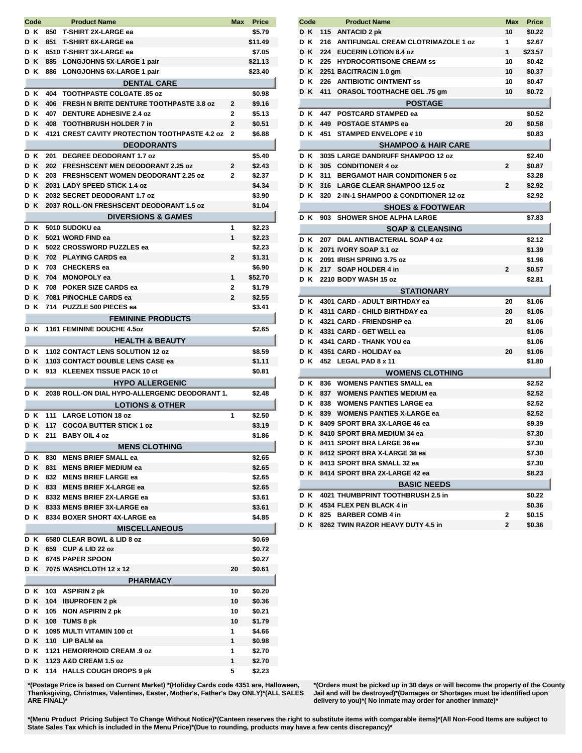| Code | | Product Name | Max | Price |
|---|---|---|---|---|
| D K | 850 | T-SHIRT 2X-LARGE ea | | $5.79 |
| D K | 851 | T-SHIRT 6X-LARGE ea | | $11.49 |
| D K | 8510 | T-SHIRT 3X-LARGE ea | | $7.05 |
| D K | 885 | LONGJOHNS 5X-LARGE 1 pair | | $21.13 |
| D K | 886 | LONGJOHNS 6X-LARGE 1 pair | | $23.40 |
| | | **DENTAL CARE** | | |
| D K | 404 | TOOTHPASTE COLGATE .85 oz | | $0.98 |
| D K | 406 | FRESH N BRITE DENTURE TOOTHPASTE 3.8 oz | 2 | $9.16 |
| D K | 407 | DENTURE ADHESIVE 2.4 oz | 2 | $5.13 |
| D K | 408 | TOOTHBRUSH HOLDER 7 in | 2 | $0.51 |
| D K | 4121 | CREST CAVITY PROTECTION TOOTHPASTE 4.2 oz | 2 | $6.88 |
| | | **DEODORANTS** | | |
| D K | 201 | DEGREE DEODORANT 1.7 oz | | $5.40 |
| D K | 202 | FRESHSCENT MEN DEODORANT 2.25 oz | 2 | $2.43 |
| D K | 203 | FRESHSCENT WOMEN DEODORANT 2.25 oz | 2 | $2.37 |
| D K | 2031 | LADY SPEED STICK 1.4 oz | | $4.34 |
| D K | 2032 | SECRET DEODORANT 1.7 oz | | $3.90 |
| D K | 2037 | ROLL-ON FRESHSCENT DEODORANT 1.5 oz | | $1.04 |
| | | **DIVERSIONS & GAMES** | | |
| D K | 5010 | SUDOKU ea | 1 | $2.23 |
| D K | 5021 | WORD FIND ea | 1 | $2.23 |
| D K | 5022 | CROSSWORD PUZZLES ea | | $2.23 |
| D K | 702 | PLAYING CARDS ea | 2 | $1.31 |
| D K | 703 | CHECKERS ea | | $6.90 |
| D K | 704 | MONOPOLY ea | 1 | $52.70 |
| D K | 708 | POKER SIZE CARDS ea | 2 | $1.79 |
| D K | 7081 | PINOCHLE CARDS ea | 2 | $2.55 |
| D K | 714 | PUZZLE 500 PIECES ea | | $3.41 |
| | | **FEMININE PRODUCTS** | | |
| D K | 1161 | FEMININE DOUCHE 4.5oz | | $2.65 |
| | | **HEALTH & BEAUTY** | | |
| D K | 1102 | CONTACT LENS SOLUTION 12 oz | | $8.59 |
| D K | 1103 | CONTACT DOUBLE LENS CASE ea | | $1.11 |
| D K | 913 | KLEENEX TISSUE PACK 10 ct | | $0.81 |
| | | **HYPO ALLERGENIC** | | |
| D K | 2038 | ROLL-ON DIAL HYPO-ALLERGENIC DEODORANT 1. | | $2.48 |
| | | **LOTIONS & OTHER** | | |
| D K | 111 | LARGE LOTION 18 oz | 1 | $2.50 |
| D K | 117 | COCOA BUTTER STICK 1 oz | | $3.19 |
| D K | 211 | BABY OIL 4 oz | | $1.86 |
| | | **MENS CLOTHING** | | |
| D K | 830 | MENS BRIEF SMALL ea | | $2.65 |
| D K | 831 | MENS BRIEF MEDIUM ea | | $2.65 |
| D K | 832 | MENS BRIEF LARGE ea | | $2.65 |
| D K | 833 | MENS BRIEF X-LARGE ea | | $2.65 |
| D K | 8332 | MENS BRIEF 2X-LARGE ea | | $3.61 |
| D K | 8333 | MENS BRIEF 3X-LARGE ea | | $3.61 |
| D K | 8334 | BOXER SHORT 4X-LARGE ea | | $4.85 |
| | | **MISCELLANEOUS** | | |
| D K | 6580 | CLEAR BOWL & LID 8 oz | | $0.69 |
| D K | 659 | CUP & LID 22 oz | | $0.72 |
| D K | 6745 | PAPER SPOON | | $0.27 |
| D K | 7075 | WASHCLOTH 12 x 12 | 20 | $0.61 |
| | | **PHARMACY** | | |
| D K | 103 | ASPIRIN 2 pk | 10 | $0.20 |
| D K | 104 | IBUPROFEN 2 pk | 10 | $0.36 |
| D K | 105 | NON ASPIRIN 2 pk | 10 | $0.21 |
| D K | 108 | TUMS 8 pk | 10 | $1.79 |
| D K | 1095 | MULTI VITAMIN 100 ct | 1 | $4.66 |
| D K | 110 | LIP BALM ea | 1 | $0.98 |
| D K | 1121 | HEMORRHOID CREAM .9 oz | 1 | $2.70 |
| D K | 1123 | A&D CREAM 1.5 oz | 1 | $2.70 |
| D K | 114 | HALLS COUGH DROPS 9 pk | 5 | $2.23 |
| D K | 115 | ANTACID 2 pk | 10 | $0.22 |
| D K | 216 | ANTIFUNGAL CREAM CLOTRIMAZOLE 1 oz | 1 | $2.67 |
| D K | 224 | EUCERIN LOTION 8.4 oz | 1 | $23.57 |
| D K | 225 | HYDROCORTISONE CREAM ss | 10 | $0.42 |
| D K | 2251 | BACITRACIN 1.0 gm | 10 | $0.37 |
| D K | 226 | ANTIBIOTIC OINTMENT ss | 10 | $0.47 |
| D K | 411 | ORASOL TOOTHACHE GEL .75 gm | 10 | $0.72 |
| | | **POSTAGE** | | |
| D K | 447 | POSTCARD STAMPED ea | | $0.52 |
| D K | 449 | POSTAGE STAMPS ea | 20 | $0.58 |
| D K | 451 | STAMPED ENVELOPE # 10 | | $0.83 |
| | | **SHAMPOO & HAIR CARE** | | |
| D K | 3035 | LARGE DANDRUFF SHAMPOO 12 oz | | $2.40 |
| D K | 305 | CONDITIONER 4 oz | 2 | $0.87 |
| D K | 311 | BERGAMOT HAIR CONDITIONER 5 oz | | $3.28 |
| D K | 316 | LARGE CLEAR SHAMPOO 12.5 oz | 2 | $2.92 |
| D K | 320 | 2-IN-1 SHAMPOO & CONDITIONER 12 oz | | $2.92 |
| | | **SHOES & FOOTWEAR** | | |
| D K | 903 | SHOWER SHOE ALPHA LARGE | | $7.83 |
| | | **SOAP & CLEANSING** | | |
| D K | 207 | DIAL ANTIBACTERIAL SOAP 4 oz | | $2.12 |
| D K | 2071 | IVORY SOAP 3.1 oz | | $1.39 |
| D K | 2091 | IRISH SPRING 3.75 oz | | $1.96 |
| D K | 217 | SOAP HOLDER 4 in | 2 | $0.57 |
| D K | 2210 | BODY WASH 15 oz | | $2.81 |
| | | **STATIONARY** | | |
| D K | 4301 | CARD - ADULT BIRTHDAY ea | 20 | $1.06 |
| D K | 4311 | CARD - CHILD BIRTHDAY ea | 20 | $1.06 |
| D K | 4321 | CARD - FRIENDSHIP ea | 20 | $1.06 |
| D K | 4331 | CARD - GET WELL ea | | $1.06 |
| D K | 4341 | CARD - THANK YOU ea | | $1.06 |
| D K | 4351 | CARD - HOLIDAY ea | 20 | $1.06 |
| D K | 452 | LEGAL PAD 8 x 11 | | $1.80 |
| | | **WOMENS CLOTHING** | | |
| D K | 836 | WOMENS PANTIES SMALL ea | | $2.52 |
| D K | 837 | WOMENS PANTIES MEDIUM ea | | $2.52 |
| D K | 838 | WOMENS PANTIES LARGE ea | | $2.52 |
| D K | 839 | WOMENS PANTIES X-LARGE ea | | $2.52 |
| D K | 8409 | SPORT BRA 3X-LARGE 46 ea | | $9.39 |
| D K | 8410 | SPORT BRA MEDIUM 34 ea | | $7.30 |
| D K | 8411 | SPORT BRA LARGE 36 ea | | $7.30 |
| D K | 8412 | SPORT BRA X-LARGE 38 ea | | $7.30 |
| D K | 8413 | SPORT BRA SMALL 32 ea | | $7.30 |
| D K | 8414 | SPORT BRA 2X-LARGE 42 ea | | $8.23 |
| | | **BASIC NEEDS** | | |
| D K | 4021 | THUMBPRINT TOOTHBRUSH 2.5 in | | $0.22 |
| D K | 4534 | FLEX PEN BLACK 4 in | | $0.36 |
| D K | 825 | BARBER COMB 4 in | 2 | $0.15 |
| D K | 8262 | TWIN RAZOR HEAVY DUTY 4.5 in | 2 | $0.36 |

*(Postage Price is based on Current Market) *(Holiday Cards code 4351 are, Halloween, Thanksgiving, Christmas, Valentines, Easter, Mother's, Father's Day ONLY)*(ALL SALES ARE FINAL)*

*(Orders must be picked up in 30 days or will become the property of the County Jail and will be destroyed)*(Damages or Shortages must be identified upon delivery to you)*( No inmate may order for another inmate)*

*(Menu Product Pricing Subject To Change Without Notice)*(Canteen reserves the right to substitute items with comparable items)*(All Non-Food Items are subject to State Sales Tax which is included in the Menu Price)*(Due to rounding, products may have a few cents discrepancy)*